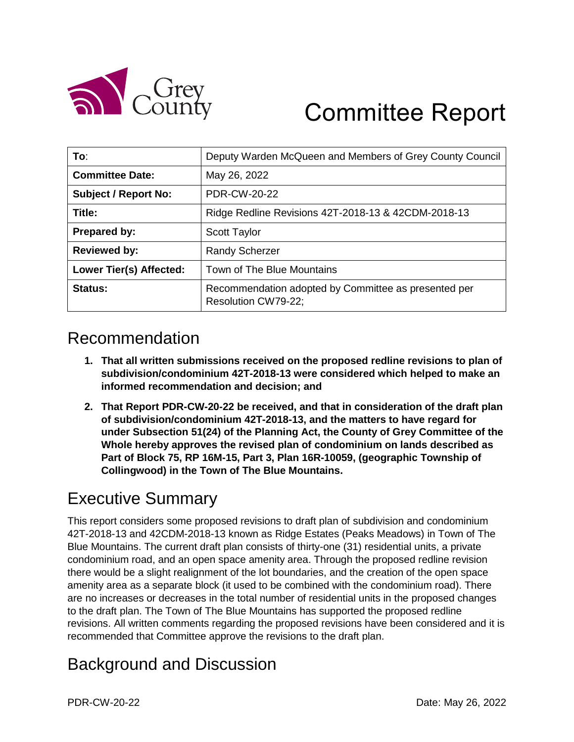Grey County

# Committee Report

| To: | Deputy Warden McQueen and Members of Grey County Council |
|---|---|
| **Committee Date:** | May 26, 2022 |
| **Subject / Report No:** | PDR-CW-20-22 |
| **Title:** | Ridge Redline Revisions 42T-2018-13 & 42CDM-2018-13 |
| **Prepared by:** | Scott Taylor |
| **Reviewed by:** | Randy Scherzer |
| **Lower Tier(s) Affected:** | Town of The Blue Mountains |
| **Status:** | Recommendation adopted by Committee as presented per Resolution CW79-22; |

## Recommendation

1. **That all written submissions received on the proposed redline revisions to plan of subdivision/condominium 42T-2018-13 were considered which helped to make an informed recommendation and decision; and**
2. **That Report PDR-CW-20-22 be received, and that in consideration of the draft plan of subdivision/condominium 42T-2018-13, and the matters to have regard for under Subsection 51(24) of the Planning Act, the County of Grey Committee of the Whole hereby approves the revised plan of condominium on lands described as Part of Block 75, RP 16M-15, Part 3, Plan 16R-10059, (geographic Township of Collingwood) in the Town of The Blue Mountains.**

## Executive Summary

This report considers some proposed revisions to draft plan of subdivision and condominium 42T-2018-13 and 42CDM-2018-13 known as Ridge Estates (Peaks Meadows) in Town of The Blue Mountains. The current draft plan consists of thirty-one (31) residential units, a private condominium road, and an open space amenity area. Through the proposed redline revision there would be a slight realignment of the lot boundaries, and the creation of the open space amenity area as a separate block (it used to be combined with the condominium road). There are no increases or decreases in the total number of residential units in the proposed changes to the draft plan. The Town of The Blue Mountains has supported the proposed redline revisions. All written comments regarding the proposed revisions have been considered and it is recommended that Committee approve the revisions to the draft plan.

## Background and Discussion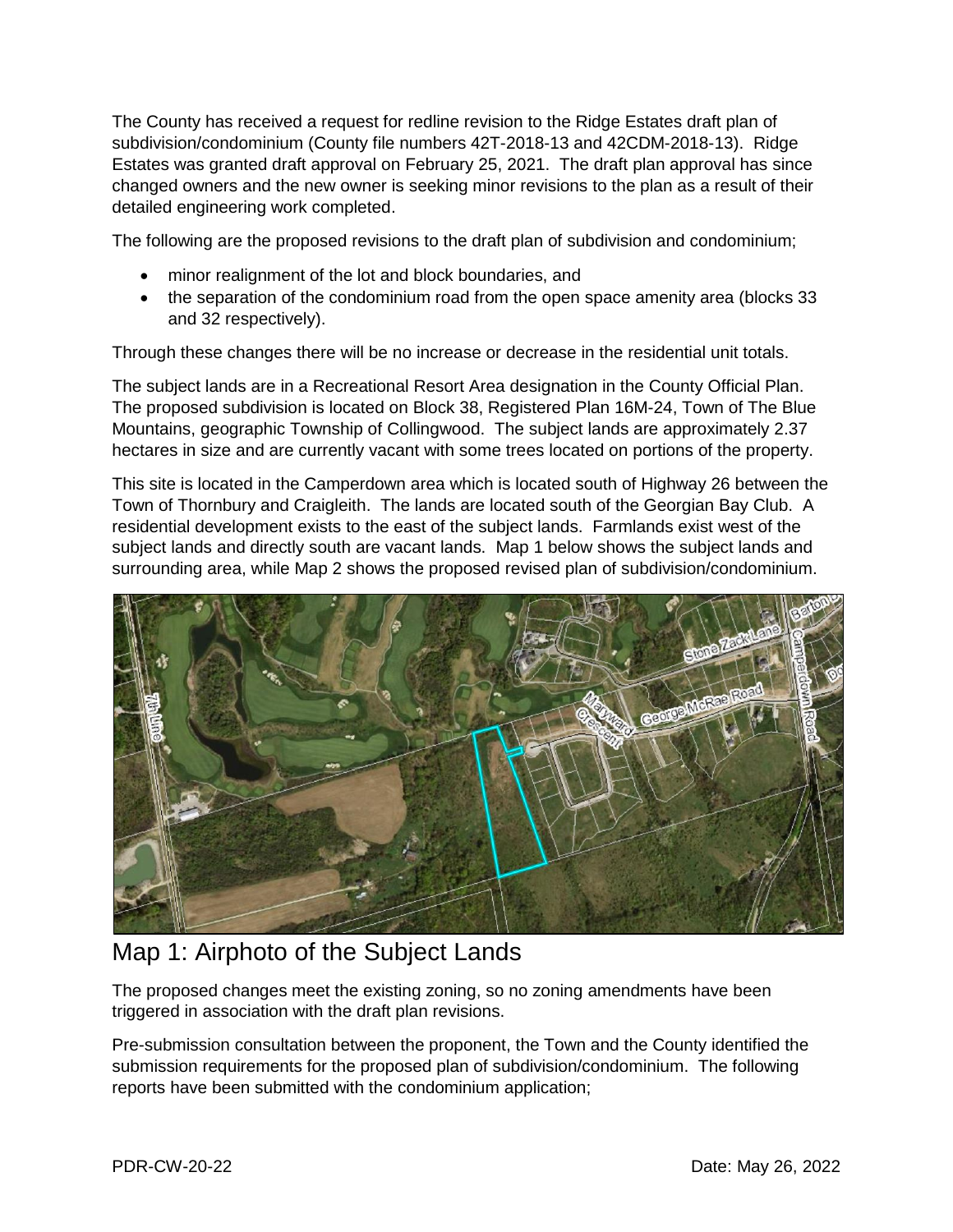The County has received a request for redline revision to the Ridge Estates draft plan of subdivision/condominium (County file numbers 42T-2018-13 and 42CDM-2018-13). Ridge Estates was granted draft approval on February 25, 2021. The draft plan approval has since changed owners and the new owner is seeking minor revisions to the plan as a result of their detailed engineering work completed.

The following are the proposed revisions to the draft plan of subdivision and condominium;

- minor realignment of the lot and block boundaries, and
- the separation of the condominium road from the open space amenity area (blocks 33 and 32 respectively).

Through these changes there will be no increase or decrease in the residential unit totals.

The subject lands are in a Recreational Resort Area designation in the County Official Plan. The proposed subdivision is located on Block 38, Registered Plan 16M-24, Town of The Blue Mountains, geographic Township of Collingwood. The subject lands are approximately 2.37 hectares in size and are currently vacant with some trees located on portions of the property.

This site is located in the Camperdown area which is located south of Highway 26 between the Town of Thornbury and Craigleith. The lands are located south of the Georgian Bay Club. A residential development exists to the east of the subject lands. Farmlands exist west of the subject lands and directly south are vacant lands. Map 1 below shows the subject lands and surrounding area, while Map 2 shows the proposed revised plan of subdivision/condominium.

## Map 1: Airphoto of the Subject Lands

The proposed changes meet the existing zoning, so no zoning amendments have been triggered in association with the draft plan revisions.

Pre-submission consultation between the proponent, the Town and the County identified the submission requirements for the proposed plan of subdivision/condominium. The following reports have been submitted with the condominium application;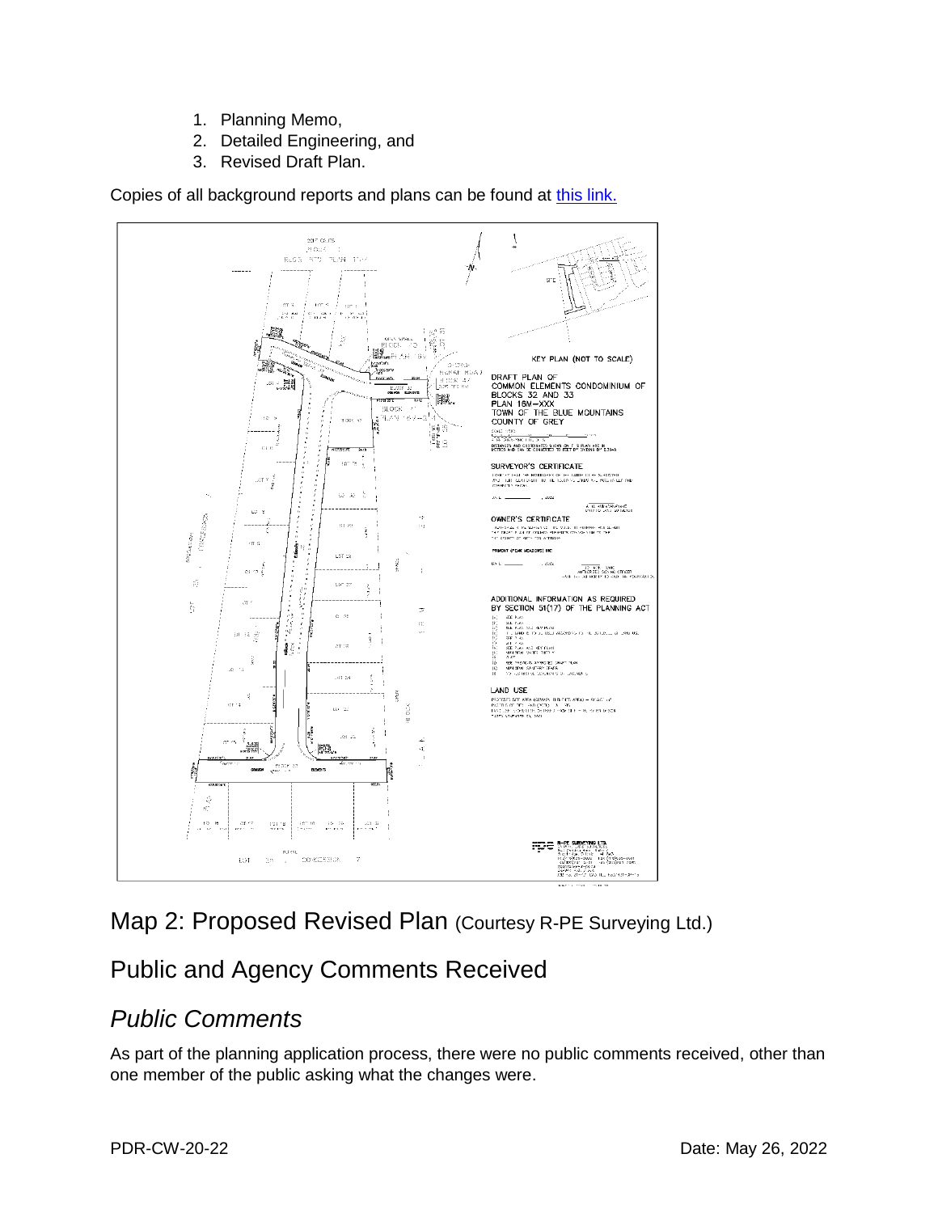1. Planning Memo,
2. Detailed Engineering, and
3. Revised Draft Plan.

Copies of all background reports and plans can be found at [this link.]

## Map 2: Proposed Revised Plan (Courtesy R-PE Surveying Ltd.)

## Public and Agency Comments Received

### *Public Comments*

As part of the planning application process, there were no public comments received, other than one member of the public asking what the changes were.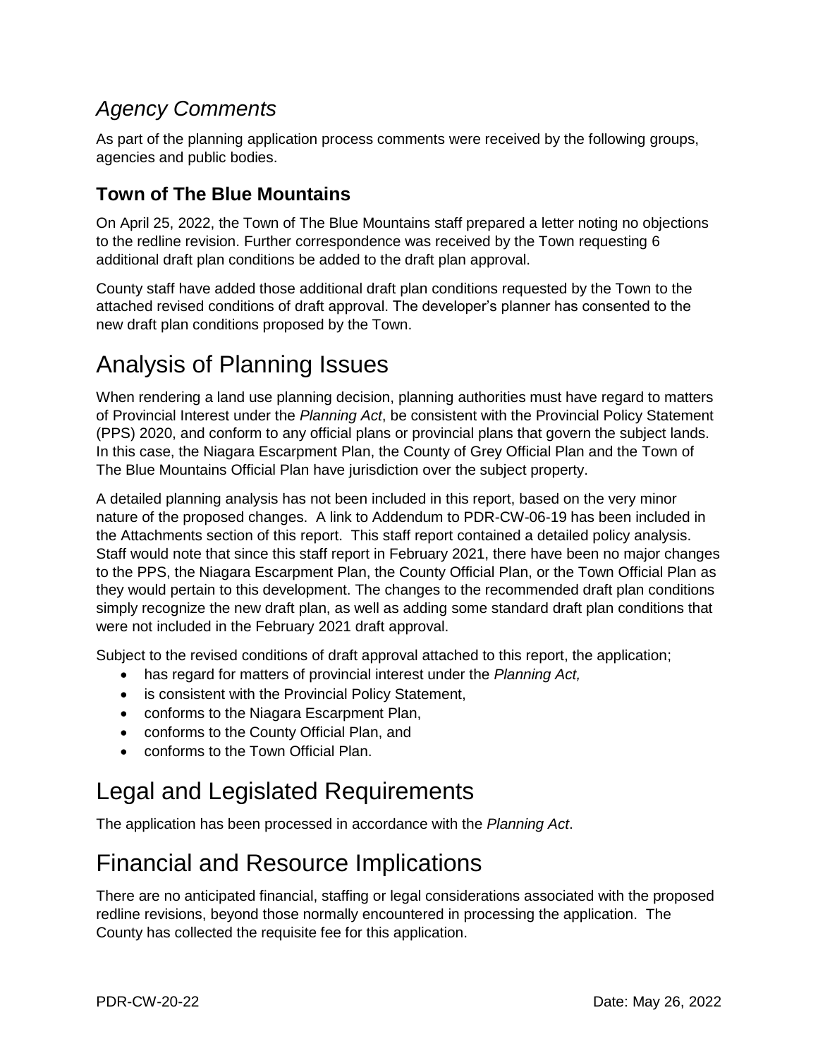## *Agency Comments*

As part of the planning application process comments were received by the following groups, agencies and public bodies.

### **Town of The Blue Mountains**

On April 25, 2022, the Town of The Blue Mountains staff prepared a letter noting no objections to the redline revision. Further correspondence was received by the Town requesting 6 additional draft plan conditions be added to the draft plan approval.

County staff have added those additional draft plan conditions requested by the Town to the attached revised conditions of draft approval. The developer's planner has consented to the new draft plan conditions proposed by the Town.

# Analysis of Planning Issues

When rendering a land use planning decision, planning authorities must have regard to matters of Provincial Interest under the *Planning Act*, be consistent with the Provincial Policy Statement (PPS) 2020, and conform to any official plans or provincial plans that govern the subject lands. In this case, the Niagara Escarpment Plan, the County of Grey Official Plan and the Town of The Blue Mountains Official Plan have jurisdiction over the subject property.

A detailed planning analysis has not been included in this report, based on the very minor nature of the proposed changes. A link to Addendum to PDR-CW-06-19 has been included in the Attachments section of this report. This staff report contained a detailed policy analysis. Staff would note that since this staff report in February 2021, there have been no major changes to the PPS, the Niagara Escarpment Plan, the County Official Plan, or the Town Official Plan as they would pertain to this development. The changes to the recommended draft plan conditions simply recognize the new draft plan, as well as adding some standard draft plan conditions that were not included in the February 2021 draft approval.

Subject to the revised conditions of draft approval attached to this report, the application;

- has regard for matters of provincial interest under the *Planning Act,*
- is consistent with the Provincial Policy Statement,
- conforms to the Niagara Escarpment Plan,
- conforms to the County Official Plan, and
- conforms to the Town Official Plan.

# Legal and Legislated Requirements

The application has been processed in accordance with the *Planning Act*.

# Financial and Resource Implications

There are no anticipated financial, staffing or legal considerations associated with the proposed redline revisions, beyond those normally encountered in processing the application. The County has collected the requisite fee for this application.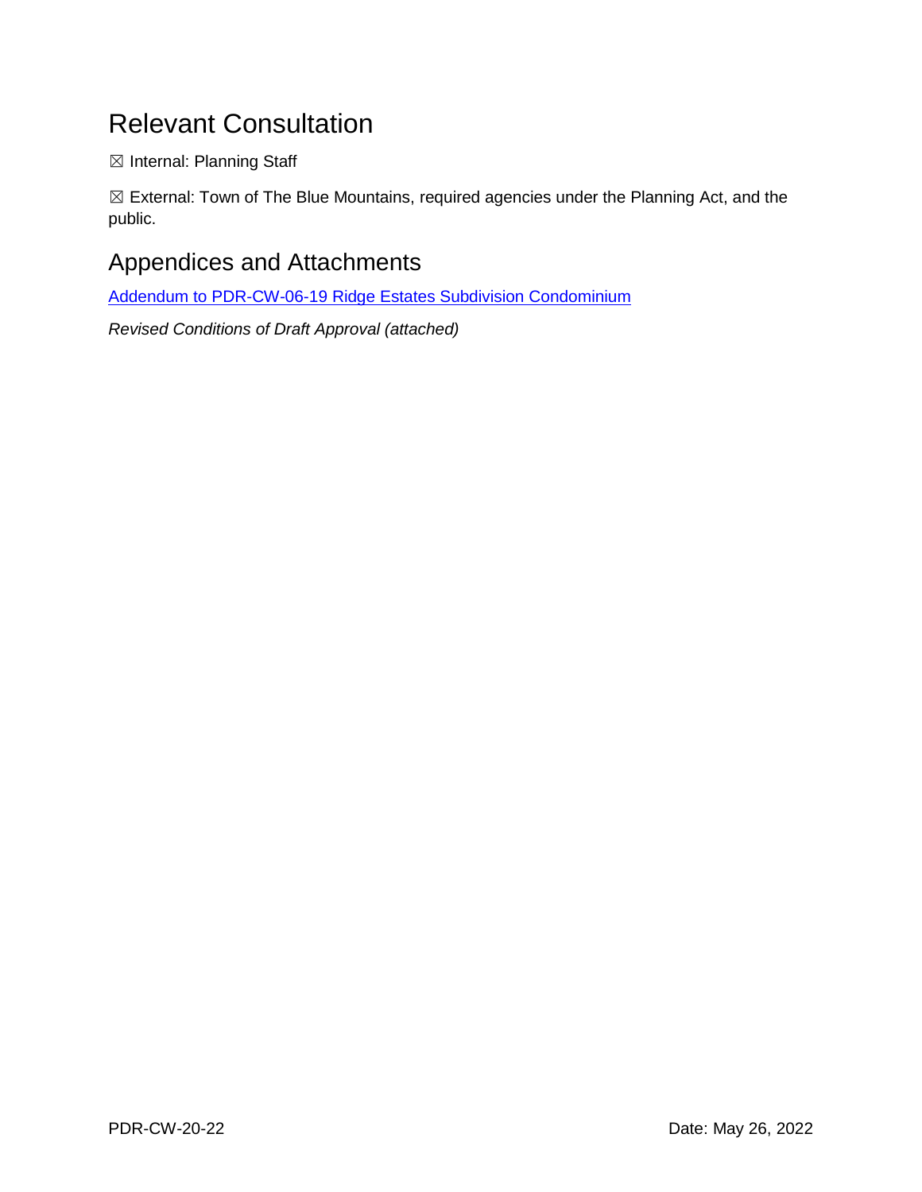## Relevant Consultation

☒ Internal: Planning Staff

☒ External: Town of The Blue Mountains, required agencies under the Planning Act, and the public.

## Appendices and Attachments

[Addendum to PDR-CW-06-19 Ridge Estates Subdivision Condominium]

*Revised Conditions of Draft Approval (attached)*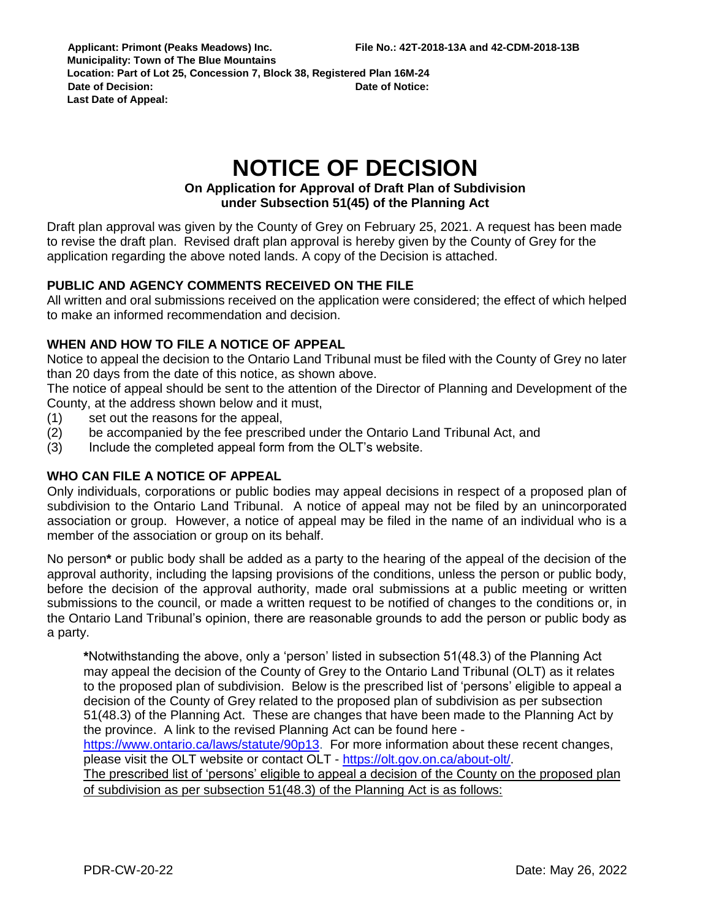**Applicant: Primont (Peaks Meadows) Inc.** **File No.: 42T-2018-13A and 42-CDM-2018-13B**
**Municipality: Town of The Blue Mountains**
**Location: Part of Lot 25, Concession 7, Block 38, Registered Plan 16M-24**
**Date of Decision:** **Date of Notice:**
**Last Date of Appeal:**

# NOTICE OF DECISION

**On Application for Approval of Draft Plan of Subdivision under Subsection 51(45) of the Planning Act**

Draft plan approval was given by the County of Grey on February 25, 2021. A request has been made to revise the draft plan. Revised draft plan approval is hereby given by the County of Grey for the application regarding the above noted lands. A copy of the Decision is attached.

### PUBLIC AND AGENCY COMMENTS RECEIVED ON THE FILE

All written and oral submissions received on the application were considered; the effect of which helped to make an informed recommendation and decision.

### WHEN AND HOW TO FILE A NOTICE OF APPEAL

Notice to appeal the decision to the Ontario Land Tribunal must be filed with the County of Grey no later than 20 days from the date of this notice, as shown above.

The notice of appeal should be sent to the attention of the Director of Planning and Development of the County, at the address shown below and it must,

(1) set out the reasons for the appeal,
(2) be accompanied by the fee prescribed under the Ontario Land Tribunal Act, and
(3) Include the completed appeal form from the OLT's website.

### WHO CAN FILE A NOTICE OF APPEAL

Only individuals, corporations or public bodies may appeal decisions in respect of a proposed plan of subdivision to the Ontario Land Tribunal. A notice of appeal may not be filed by an unincorporated association or group. However, a notice of appeal may be filed in the name of an individual who is a member of the association or group on its behalf.

No person**\*** or public body shall be added as a party to the hearing of the appeal of the decision of the approval authority, including the lapsing provisions of the conditions, unless the person or public body, before the decision of the approval authority, made oral submissions at a public meeting or written submissions to the council, or made a written request to be notified of changes to the conditions or, in the Ontario Land Tribunal's opinion, there are reasonable grounds to add the person or public body as a party.

> **\***Notwithstanding the above, only a 'person' listed in subsection 51(48.3) of the Planning Act may appeal the decision of the County of Grey to the Ontario Land Tribunal (OLT) as it relates to the proposed plan of subdivision. Below is the prescribed list of 'persons' eligible to appeal a decision of the County of Grey related to the proposed plan of subdivision as per subsection 51(48.3) of the Planning Act. These are changes that have been made to the Planning Act by the province. A link to the revised Planning Act can be found here - https://www.ontario.ca/laws/statute/90p13. For more information about these recent changes, please visit the OLT website or contact OLT - https://olt.gov.on.ca/about-olt/.
>
> <u>The prescribed list of 'persons' eligible to appeal a decision of the County on the proposed plan of subdivision as per subsection 51(48.3) of the Planning Act is as follows:</u>

PDR-CW-20-22 Date: May 26, 2022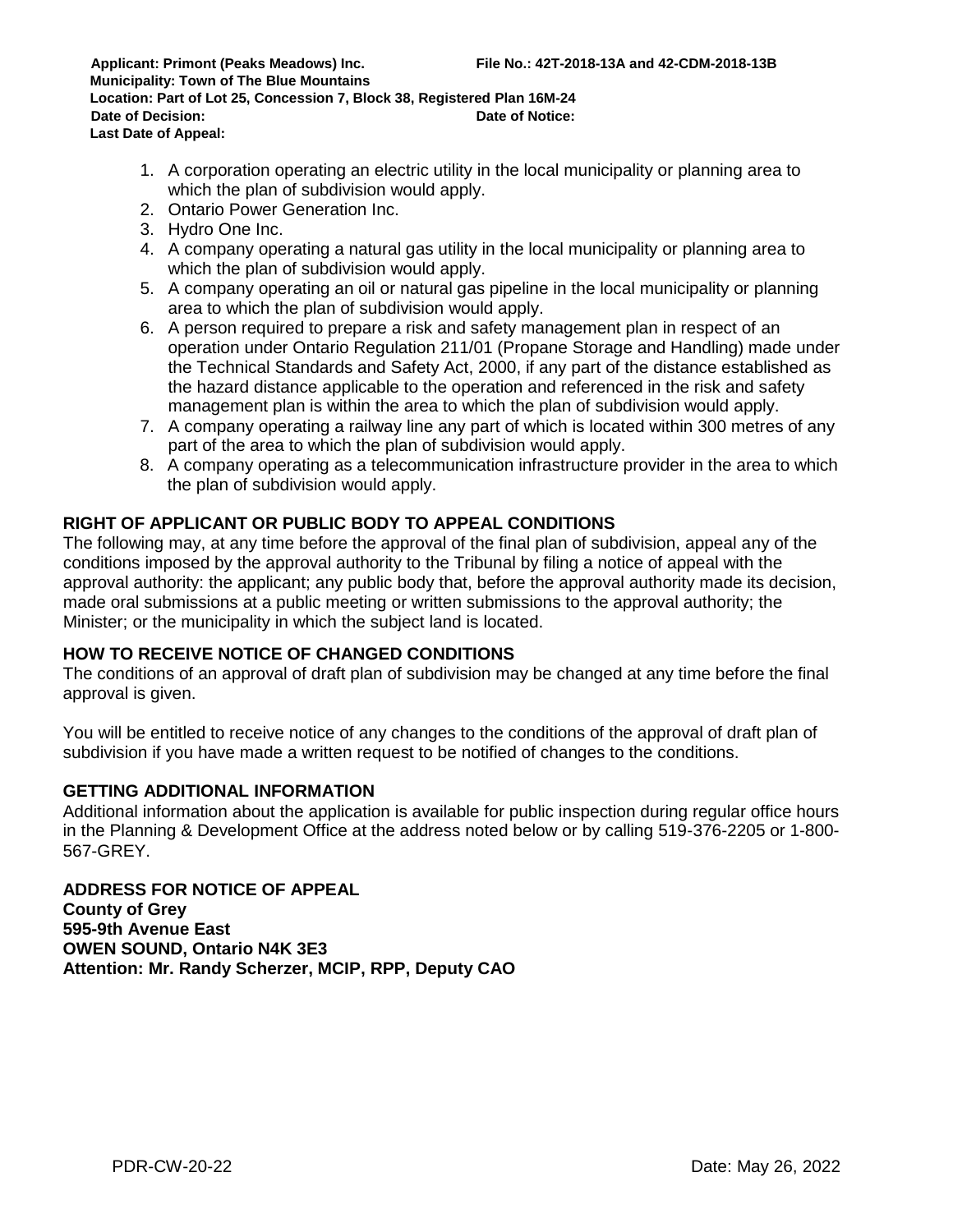**Applicant: Primont (Peaks Meadows) Inc.** **File No.: 42T-2018-13A and 42-CDM-2018-13B**
**Municipality: Town of The Blue Mountains**
**Location: Part of Lot 25, Concession 7, Block 38, Registered Plan 16M-24**
**Date of Decision:** **Date of Notice:**
**Last Date of Appeal:**

1. A corporation operating an electric utility in the local municipality or planning area to which the plan of subdivision would apply.
2. Ontario Power Generation Inc.
3. Hydro One Inc.
4. A company operating a natural gas utility in the local municipality or planning area to which the plan of subdivision would apply.
5. A company operating an oil or natural gas pipeline in the local municipality or planning area to which the plan of subdivision would apply.
6. A person required to prepare a risk and safety management plan in respect of an operation under Ontario Regulation 211/01 (Propane Storage and Handling) made under the Technical Standards and Safety Act, 2000, if any part of the distance established as the hazard distance applicable to the operation and referenced in the risk and safety management plan is within the area to which the plan of subdivision would apply.
7. A company operating a railway line any part of which is located within 300 metres of any part of the area to which the plan of subdivision would apply.
8. A company operating as a telecommunication infrastructure provider in the area to which the plan of subdivision would apply.

## RIGHT OF APPLICANT OR PUBLIC BODY TO APPEAL CONDITIONS

The following may, at any time before the approval of the final plan of subdivision, appeal any of the conditions imposed by the approval authority to the Tribunal by filing a notice of appeal with the approval authority: the applicant; any public body that, before the approval authority made its decision, made oral submissions at a public meeting or written submissions to the approval authority; the Minister; or the municipality in which the subject land is located.

## HOW TO RECEIVE NOTICE OF CHANGED CONDITIONS

The conditions of an approval of draft plan of subdivision may be changed at any time before the final approval is given.

You will be entitled to receive notice of any changes to the conditions of the approval of draft plan of subdivision if you have made a written request to be notified of changes to the conditions.

## GETTING ADDITIONAL INFORMATION

Additional information about the application is available for public inspection during regular office hours in the Planning & Development Office at the address noted below or by calling 519-376-2205 or 1-800-567-GREY.

**ADDRESS FOR NOTICE OF APPEAL**
**County of Grey**
**595-9th Avenue East**
**OWEN SOUND, Ontario N4K 3E3**
**Attention: Mr. Randy Scherzer, MCIP, RPP, Deputy CAO**

PDR-CW-20-22 Date: May 26, 2022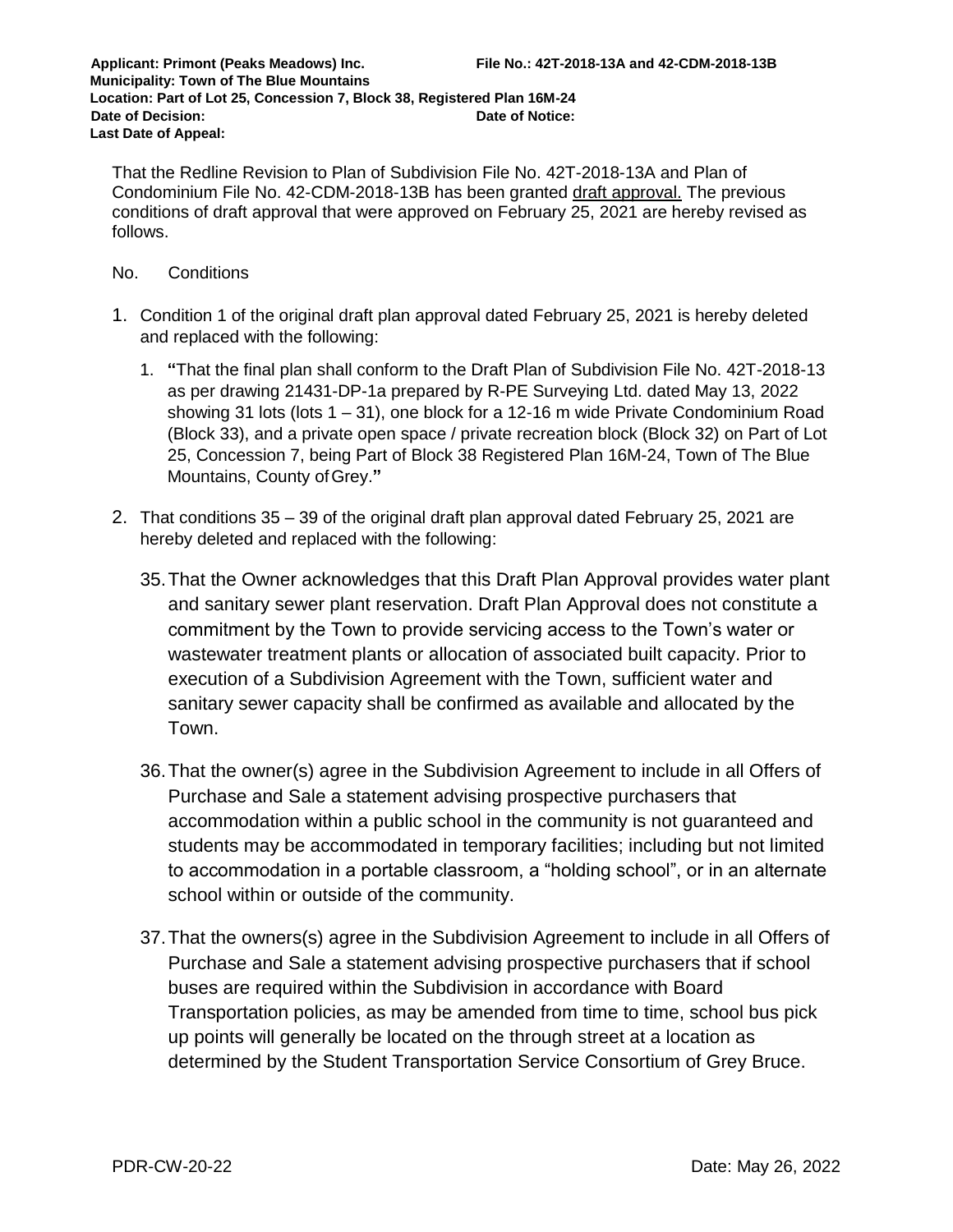**Applicant: Primont (Peaks Meadows) Inc.** **File No.: 42T-2018-13A and 42-CDM-2018-13B**
**Municipality: Town of The Blue Mountains**
**Location: Part of Lot 25, Concession 7, Block 38, Registered Plan 16M-24**
**Date of Decision:** **Date of Notice:**
**Last Date of Appeal:**

That the Redline Revision to Plan of Subdivision File No. 42T-2018-13A and Plan of Condominium File No. 42-CDM-2018-13B has been granted draft approval. The previous conditions of draft approval that were approved on February 25, 2021 are hereby revised as follows.

No. Conditions

1. Condition 1 of the original draft plan approval dated February 25, 2021 is hereby deleted and replaced with the following:

   1. **"**That the final plan shall conform to the Draft Plan of Subdivision File No. 42T-2018-13 as per drawing 21431-DP-1a prepared by R-PE Surveying Ltd. dated May 13, 2022 showing 31 lots (lots 1 – 31), one block for a 12-16 m wide Private Condominium Road (Block 33), and a private open space / private recreation block (Block 32) on Part of Lot 25, Concession 7, being Part of Block 38 Registered Plan 16M-24, Town of The Blue Mountains, County of Grey.**"**

2. That conditions 35 – 39 of the original draft plan approval dated February 25, 2021 are hereby deleted and replaced with the following:

   35. That the Owner acknowledges that this Draft Plan Approval provides water plant and sanitary sewer plant reservation. Draft Plan Approval does not constitute a commitment by the Town to provide servicing access to the Town's water or wastewater treatment plants or allocation of associated built capacity. Prior to execution of a Subdivision Agreement with the Town, sufficient water and sanitary sewer capacity shall be confirmed as available and allocated by the Town.

   36. That the owner(s) agree in the Subdivision Agreement to include in all Offers of Purchase and Sale a statement advising prospective purchasers that accommodation within a public school in the community is not guaranteed and students may be accommodated in temporary facilities; including but not limited to accommodation in a portable classroom, a "holding school", or in an alternate school within or outside of the community.

   37. That the owners(s) agree in the Subdivision Agreement to include in all Offers of Purchase and Sale a statement advising prospective purchasers that if school buses are required within the Subdivision in accordance with Board Transportation policies, as may be amended from time to time, school bus pick up points will generally be located on the through street at a location as determined by the Student Transportation Service Consortium of Grey Bruce.

PDR-CW-20-22 Date: May 26, 2022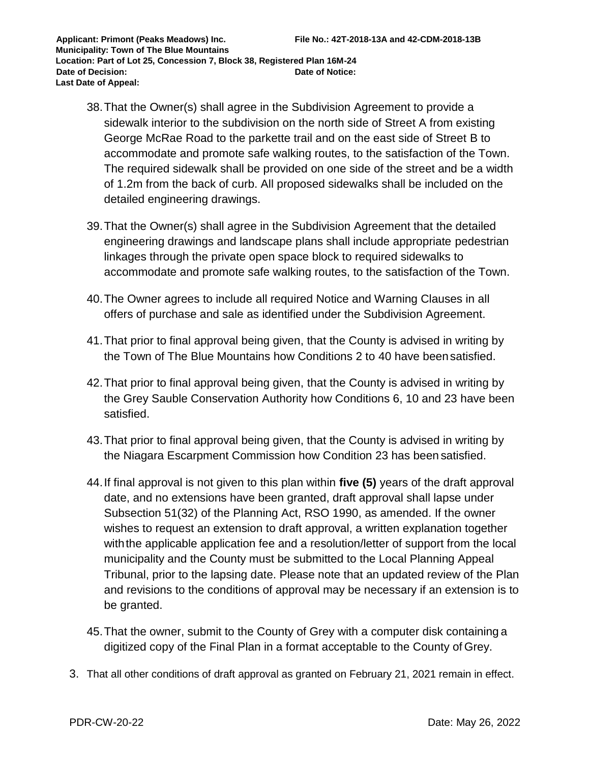38. That the Owner(s) shall agree in the Subdivision Agreement to provide a sidewalk interior to the subdivision on the north side of Street A from existing George McRae Road to the parkette trail and on the east side of Street B to accommodate and promote safe walking routes, to the satisfaction of the Town. The required sidewalk shall be provided on one side of the street and be a width of 1.2m from the back of curb. All proposed sidewalks shall be included on the detailed engineering drawings.

39. That the Owner(s) shall agree in the Subdivision Agreement that the detailed engineering drawings and landscape plans shall include appropriate pedestrian linkages through the private open space block to required sidewalks to accommodate and promote safe walking routes, to the satisfaction of the Town.

40. The Owner agrees to include all required Notice and Warning Clauses in all offers of purchase and sale as identified under the Subdivision Agreement.

41. That prior to final approval being given, that the County is advised in writing by the Town of The Blue Mountains how Conditions 2 to 40 have been satisfied.

42. That prior to final approval being given, that the County is advised in writing by the Grey Sauble Conservation Authority how Conditions 6, 10 and 23 have been satisfied.

43. That prior to final approval being given, that the County is advised in writing by the Niagara Escarpment Commission how Condition 23 has been satisfied.

44. If final approval is not given to this plan within **five (5)** years of the draft approval date, and no extensions have been granted, draft approval shall lapse under Subsection 51(32) of the Planning Act, RSO 1990, as amended. If the owner wishes to request an extension to draft approval, a written explanation together with the applicable application fee and a resolution/letter of support from the local municipality and the County must be submitted to the Local Planning Appeal Tribunal, prior to the lapsing date. Please note that an updated review of the Plan and revisions to the conditions of approval may be necessary if an extension is to be granted.

45. That the owner, submit to the County of Grey with a computer disk containing a digitized copy of the Final Plan in a format acceptable to the County of Grey.

3. That all other conditions of draft approval as granted on February 21, 2021 remain in effect.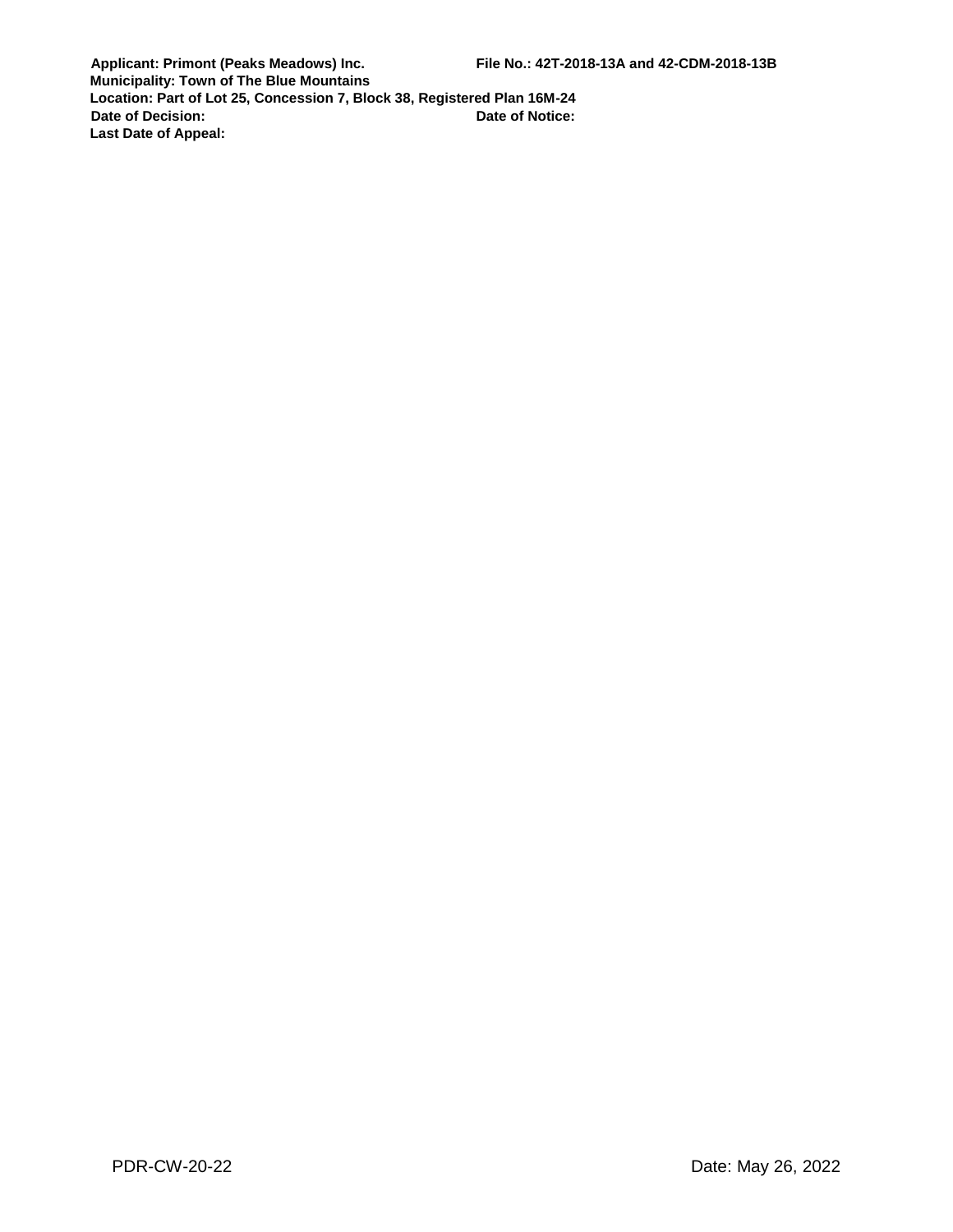**Applicant: Primont (Peaks Meadows) Inc.** **File No.: 42T-2018-13A and 42-CDM-2018-13B**

**Municipality: Town of The Blue Mountains**

**Location: Part of Lot 25, Concession 7, Block 38, Registered Plan 16M-24**

**Date of Decision:** **Date of Notice:**

**Last Date of Appeal:**

PDR-CW-20-22 Date: May 26, 2022